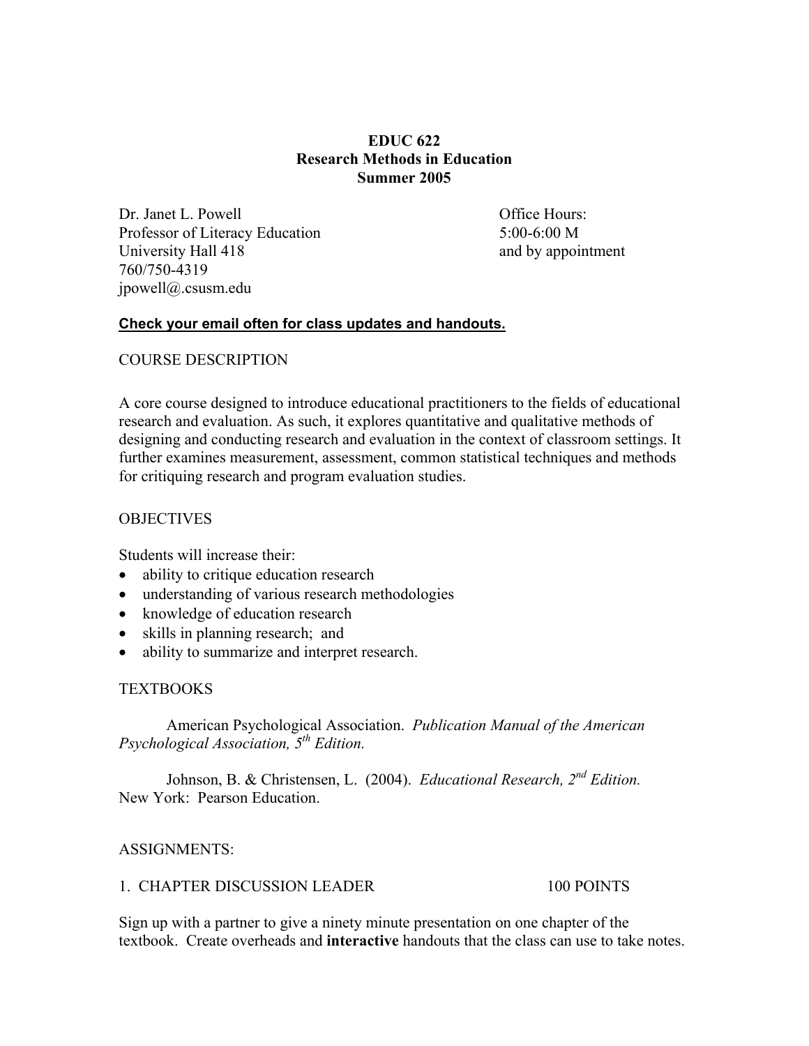**EDUC 622**
**Research Methods in Education**
**Summer 2005**

Dr. Janet L. Powell
Professor of Literacy Education
University Hall 418
760/750-4319
jpowell@.csusm.edu

Office Hours:
5:00-6:00 M
and by appointment

**Check your email often for class updates and handouts.**

## COURSE DESCRIPTION

A core course designed to introduce educational practitioners to the fields of educational research and evaluation. As such, it explores quantitative and qualitative methods of designing and conducting research and evaluation in the context of classroom settings. It further examines measurement, assessment, common statistical techniques and methods for critiquing research and program evaluation studies.

## OBJECTIVES

Students will increase their:

- ability to critique education research
- understanding of various research methodologies
- knowledge of education research
- skills in planning research; and
- ability to summarize and interpret research.

## TEXTBOOKS

American Psychological Association. *Publication Manual of the American Psychological Association, 5th Edition.*

Johnson, B. & Christensen, L. (2004). *Educational Research, 2nd Edition.* New York: Pearson Education.

## ASSIGNMENTS:

### 1. CHAPTER DISCUSSION LEADER — 100 POINTS

Sign up with a partner to give a ninety minute presentation on one chapter of the textbook. Create overheads and **interactive** handouts that the class can use to take notes.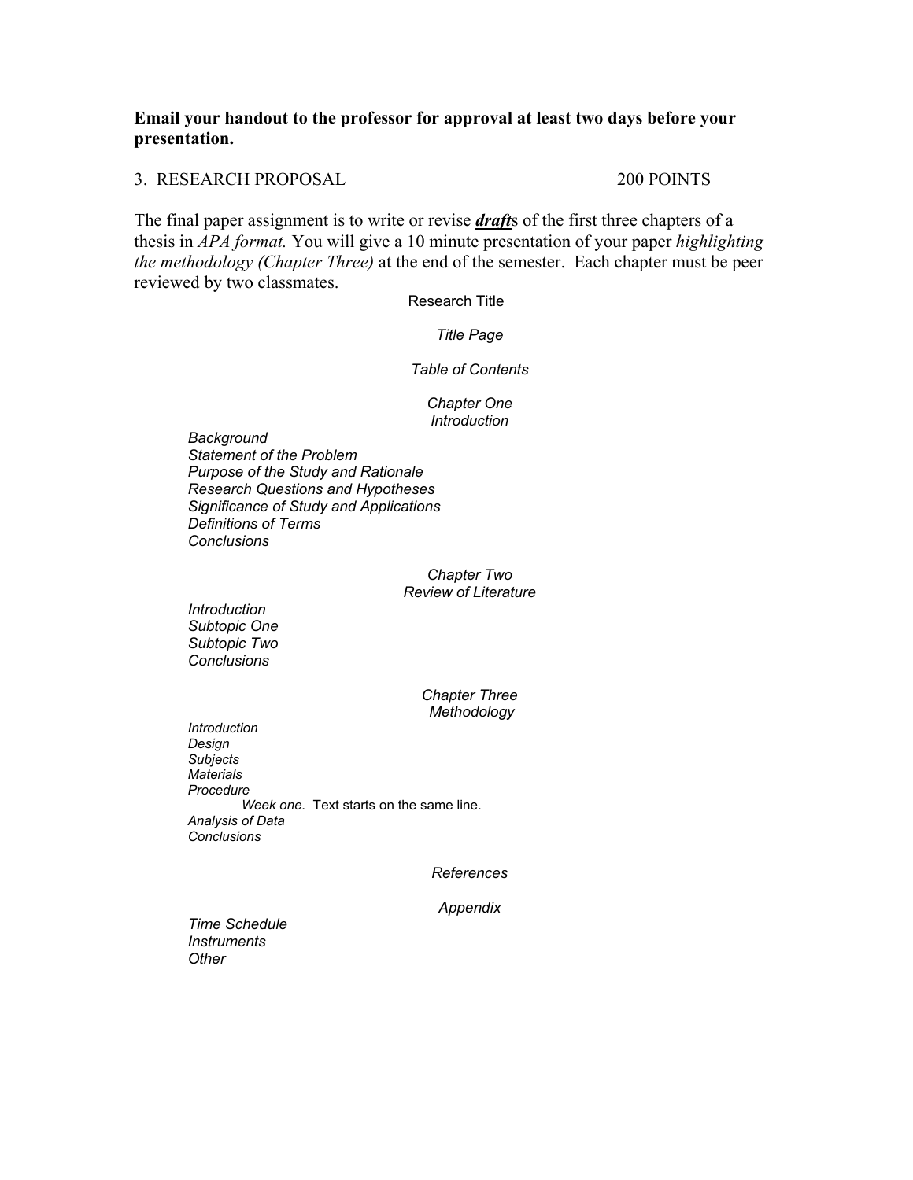**Email your handout to the professor for approval at least two days before your presentation.**

3. RESEARCH PROPOSAL 200 POINTS

The final paper assignment is to write or revise ***draft***s of the first three chapters of a thesis in *APA format.* You will give a 10 minute presentation of your paper *highlighting the methodology (Chapter Three)* at the end of the semester. Each chapter must be peer reviewed by two classmates.

Research Title

*Title Page*

*Table of Contents*

*Chapter One*
*Introduction*

*Background*
*Statement of the Problem*
*Purpose of the Study and Rationale*
*Research Questions and Hypotheses*
*Significance of Study and Applications*
*Definitions of Terms*
*Conclusions*

*Chapter Two*
*Review of Literature*

*Introduction*
*Subtopic One*
*Subtopic Two*
*Conclusions*

*Chapter Three*
*Methodology*

*Introduction*
*Design*
*Subjects*
*Materials*
*Procedure*
    *Week one.* Text starts on the same line.
*Analysis of Data*
*Conclusions*

*References*

*Appendix*

*Time Schedule*
*Instruments*
*Other*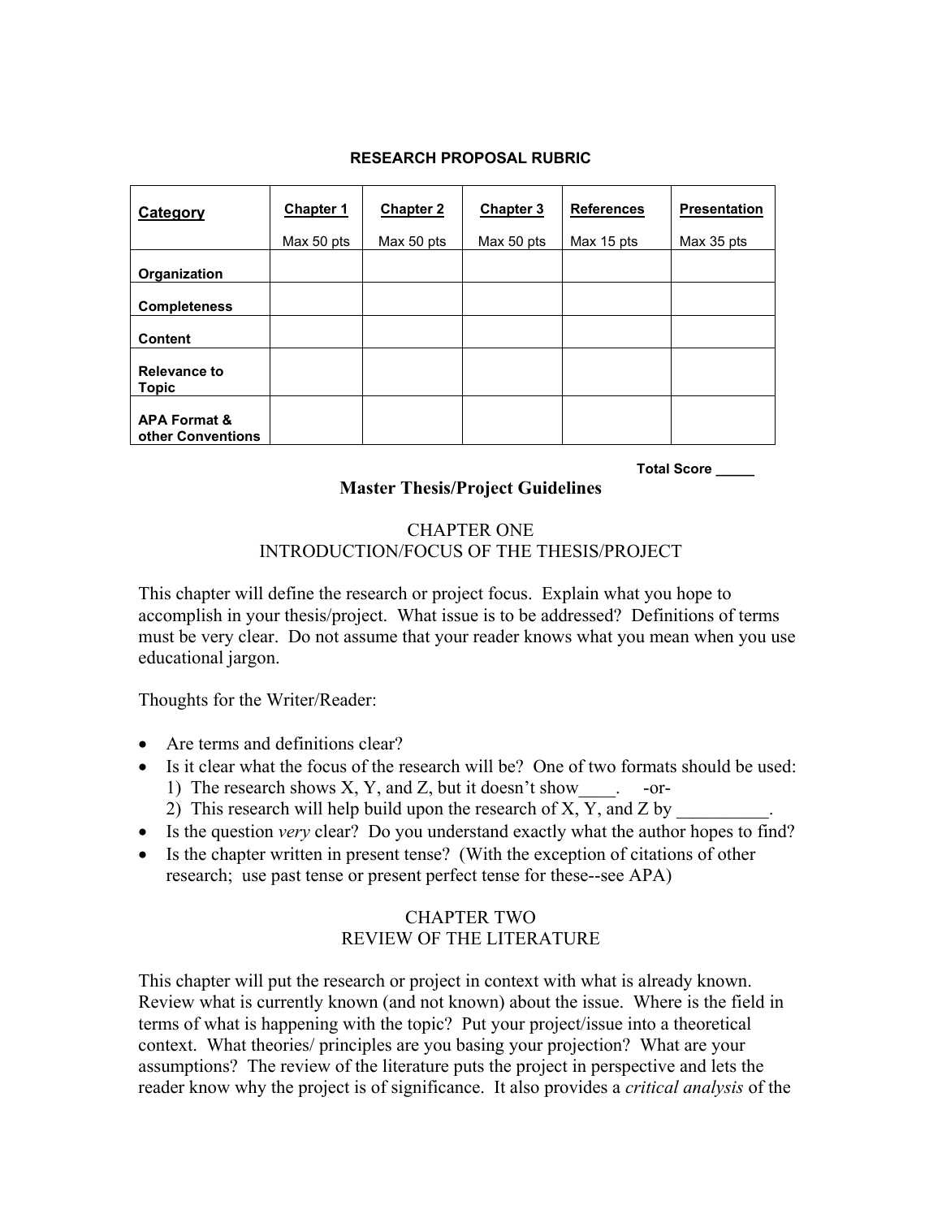**RESEARCH PROPOSAL RUBRIC**

| Category | Chapter 1<br>Max 50 pts | Chapter 2<br>Max 50 pts | Chapter 3<br>Max 50 pts | References<br>Max 15 pts | Presentation<br>Max 35 pts |
|---|---|---|---|---|---|
| **Organization** | | | | | |
| **Completeness** | | | | | |
| **Content** | | | | | |
| **Relevance to Topic** | | | | | |
| **APA Format & other Conventions** | | | | | |

**Total Score _____**

# Master Thesis/Project Guidelines

## CHAPTER ONE
## INTRODUCTION/FOCUS OF THE THESIS/PROJECT

This chapter will define the research or project focus. Explain what you hope to accomplish in your thesis/project. What issue is to be addressed? Definitions of terms must be very clear. Do not assume that your reader knows what you mean when you use educational jargon.

Thoughts for the Writer/Reader:

- Are terms and definitions clear?
- Is it clear what the focus of the research will be? One of two formats should be used:
  1) The research shows X, Y, and Z, but it doesn't show____.  -or-
  2) This research will help build upon the research of X, Y, and Z by __________.
- Is the question *very* clear? Do you understand exactly what the author hopes to find?
- Is the chapter written in present tense? (With the exception of citations of other research; use past tense or present perfect tense for these--see APA)

## CHAPTER TWO
## REVIEW OF THE LITERATURE

This chapter will put the research or project in context with what is already known. Review what is currently known (and not known) about the issue. Where is the field in terms of what is happening with the topic? Put your project/issue into a theoretical context. What theories/ principles are you basing your projection? What are your assumptions? The review of the literature puts the project in perspective and lets the reader know why the project is of significance. It also provides a *critical analysis* of the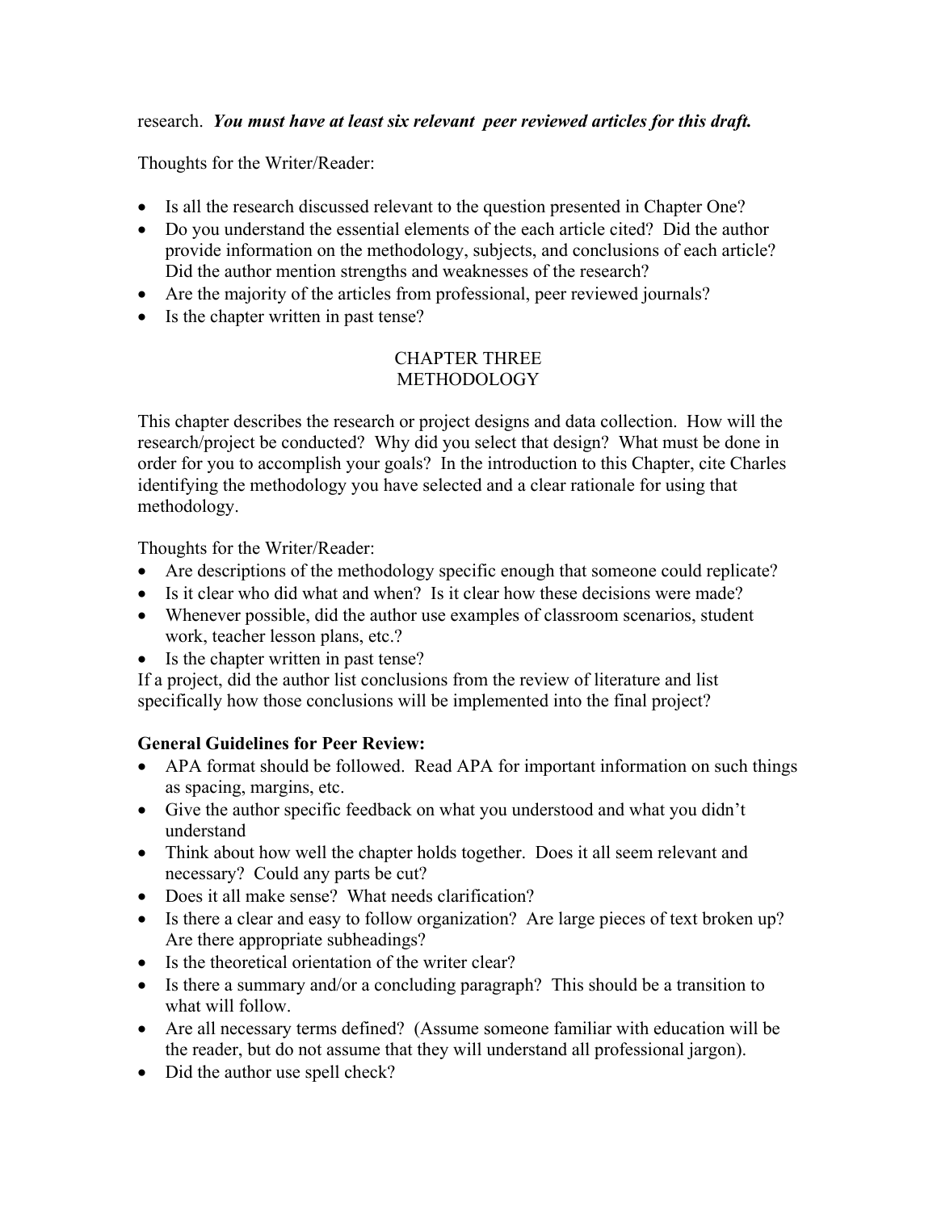research. ***You must have at least six relevant peer reviewed articles for this draft.***

Thoughts for the Writer/Reader:

- Is all the research discussed relevant to the question presented in Chapter One?
- Do you understand the essential elements of the each article cited? Did the author provide information on the methodology, subjects, and conclusions of each article? Did the author mention strengths and weaknesses of the research?
- Are the majority of the articles from professional, peer reviewed journals?
- Is the chapter written in past tense?

## CHAPTER THREE
## METHODOLOGY

This chapter describes the research or project designs and data collection. How will the research/project be conducted? Why did you select that design? What must be done in order for you to accomplish your goals? In the introduction to this Chapter, cite Charles identifying the methodology you have selected and a clear rationale for using that methodology.

Thoughts for the Writer/Reader:

- Are descriptions of the methodology specific enough that someone could replicate?
- Is it clear who did what and when? Is it clear how these decisions were made?
- Whenever possible, did the author use examples of classroom scenarios, student work, teacher lesson plans, etc.?
- Is the chapter written in past tense?

If a project, did the author list conclusions from the review of literature and list specifically how those conclusions will be implemented into the final project?

**General Guidelines for Peer Review:**

- APA format should be followed. Read APA for important information on such things as spacing, margins, etc.
- Give the author specific feedback on what you understood and what you didn't understand
- Think about how well the chapter holds together. Does it all seem relevant and necessary? Could any parts be cut?
- Does it all make sense? What needs clarification?
- Is there a clear and easy to follow organization? Are large pieces of text broken up? Are there appropriate subheadings?
- Is the theoretical orientation of the writer clear?
- Is there a summary and/or a concluding paragraph? This should be a transition to what will follow.
- Are all necessary terms defined? (Assume someone familiar with education will be the reader, but do not assume that they will understand all professional jargon).
- Did the author use spell check?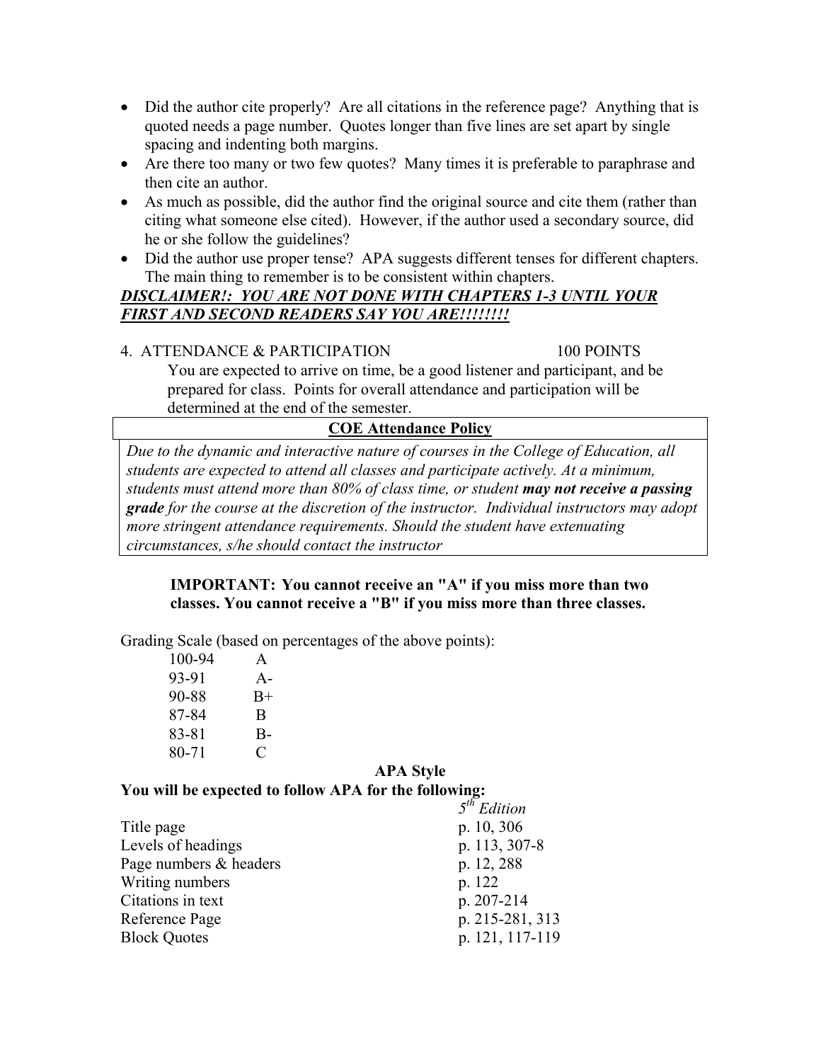- Did the author cite properly? Are all citations in the reference page? Anything that is quoted needs a page number. Quotes longer than five lines are set apart by single spacing and indenting both margins.
- Are there too many or two few quotes? Many times it is preferable to paraphrase and then cite an author.
- As much as possible, did the author find the original source and cite them (rather than citing what someone else cited). However, if the author used a secondary source, did he or she follow the guidelines?
- Did the author use proper tense? APA suggests different tenses for different chapters. The main thing to remember is to be consistent within chapters.

***DISCLAIMER!: YOU ARE NOT DONE WITH CHAPTERS 1-3 UNTIL YOUR FIRST AND SECOND READERS SAY YOU ARE!!!!!!!!***

4. ATTENDANCE & PARTICIPATION 100 POINTS

You are expected to arrive on time, be a good listener and participant, and be prepared for class. Points for overall attendance and participation will be determined at the end of the semester.

| **COE Attendance Policy** |
|---|
| *Due to the dynamic and interactive nature of courses in the College of Education, all students are expected to attend all classes and participate actively. At a minimum, students must attend more than 80% of class time, or student* ***may not receive a passing grade*** *for the course at the discretion of the instructor. Individual instructors may adopt more stringent attendance requirements. Should the student have extenuating circumstances, s/he should contact the instructor* |

**IMPORTANT: You cannot receive an "A" if you miss more than two classes. You cannot receive a "B" if you miss more than three classes.**

Grading Scale (based on percentages of the above points):

| | |
|---|---|
| 100-94 | A |
| 93-91 | A- |
| 90-88 | B+ |
| 87-84 | B |
| 83-81 | B- |
| 80-71 | C |

**APA Style**

**You will be expected to follow APA for the following:**

| | *5th Edition* |
|---|---|
| Title page | p. 10, 306 |
| Levels of headings | p. 113, 307-8 |
| Page numbers & headers | p. 12, 288 |
| Writing numbers | p. 122 |
| Citations in text | p. 207-214 |
| Reference Page | p. 215-281, 313 |
| Block Quotes | p. 121, 117-119 |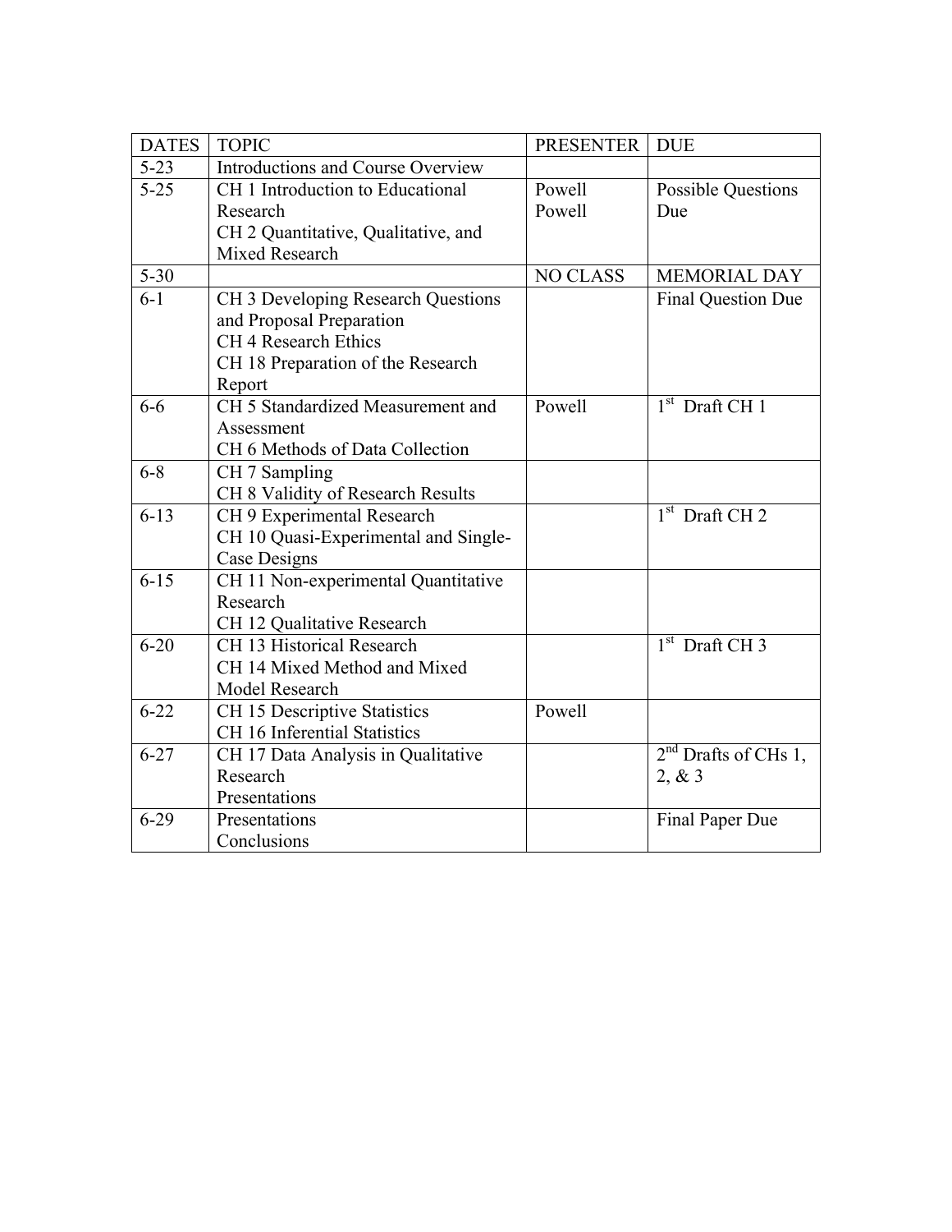| DATES | TOPIC | PRESENTER | DUE |
| --- | --- | --- | --- |
| 5-23 | Introductions and Course Overview | | |
| 5-25 | CH 1 Introduction to Educational Research<br>CH 2 Quantitative, Qualitative, and Mixed Research | Powell<br>Powell | Possible Questions Due |
| 5-30 | | NO CLASS | MEMORIAL DAY |
| 6-1 | CH 3 Developing Research Questions and Proposal Preparation<br>CH 4 Research Ethics<br>CH 18 Preparation of the Research Report | | Final Question Due |
| 6-6 | CH 5 Standardized Measurement and Assessment<br>CH 6 Methods of Data Collection | Powell | 1st Draft CH 1 |
| 6-8 | CH 7 Sampling<br>CH 8 Validity of Research Results | | |
| 6-13 | CH 9 Experimental Research<br>CH 10 Quasi-Experimental and Single-Case Designs | | 1st Draft CH 2 |
| 6-15 | CH 11 Non-experimental Quantitative Research<br>CH 12 Qualitative Research | | |
| 6-20 | CH 13 Historical Research<br>CH 14 Mixed Method and Mixed Model Research | | 1st Draft CH 3 |
| 6-22 | CH 15 Descriptive Statistics<br>CH 16 Inferential Statistics | Powell | |
| 6-27 | CH 17 Data Analysis in Qualitative Research<br>Presentations | | 2nd Drafts of CHs 1, 2, & 3 |
| 6-29 | Presentations<br>Conclusions | | Final Paper Due |